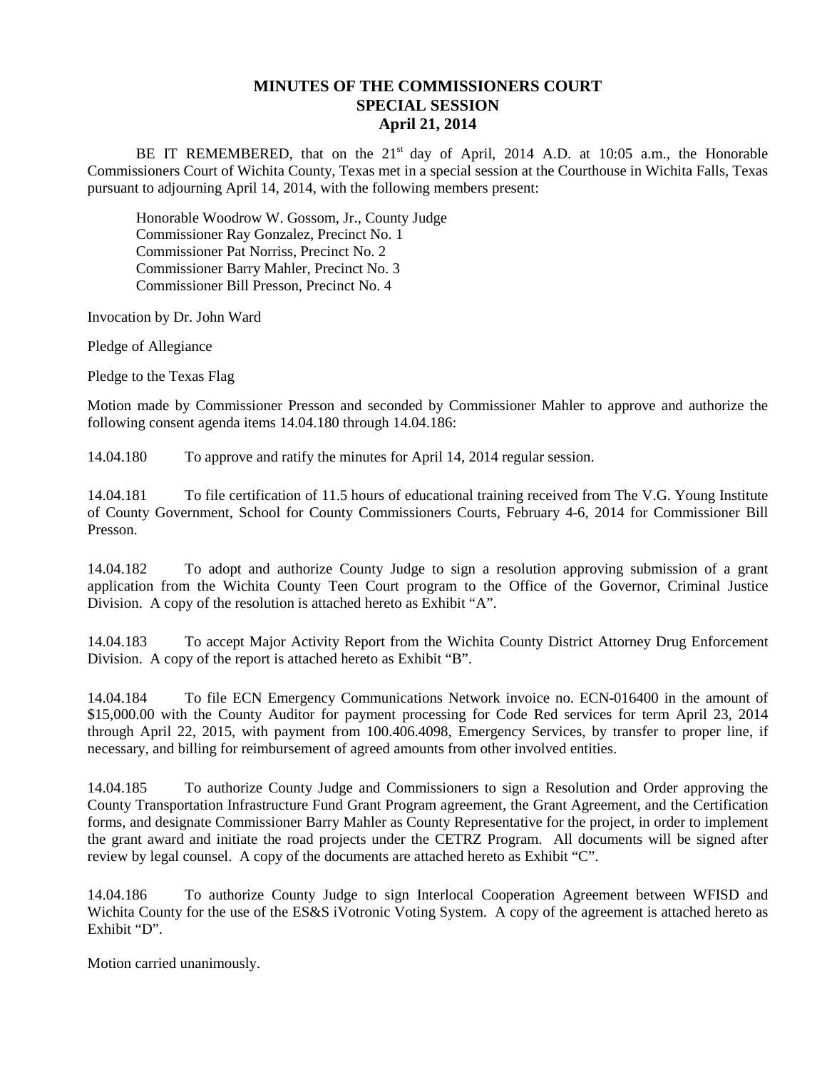# MINUTES OF THE COMMISSIONERS COURT
## SPECIAL SESSION
## April 21, 2014

BE IT REMEMBERED, that on the 21st day of April, 2014 A.D. at 10:05 a.m., the Honorable Commissioners Court of Wichita County, Texas met in a special session at the Courthouse in Wichita Falls, Texas pursuant to adjourning April 14, 2014, with the following members present:

Honorable Woodrow W. Gossom, Jr., County Judge
Commissioner Ray Gonzalez, Precinct No. 1
Commissioner Pat Norriss, Precinct No. 2
Commissioner Barry Mahler, Precinct No. 3
Commissioner Bill Presson, Precinct No. 4

Invocation by Dr. John Ward

Pledge of Allegiance

Pledge to the Texas Flag

Motion made by Commissioner Presson and seconded by Commissioner Mahler to approve and authorize the following consent agenda items 14.04.180 through 14.04.186:

14.04.180 To approve and ratify the minutes for April 14, 2014 regular session.

14.04.181 To file certification of 11.5 hours of educational training received from The V.G. Young Institute of County Government, School for County Commissioners Courts, February 4-6, 2014 for Commissioner Bill Presson.

14.04.182 To adopt and authorize County Judge to sign a resolution approving submission of a grant application from the Wichita County Teen Court program to the Office of the Governor, Criminal Justice Division. A copy of the resolution is attached hereto as Exhibit "A".

14.04.183 To accept Major Activity Report from the Wichita County District Attorney Drug Enforcement Division. A copy of the report is attached hereto as Exhibit "B".

14.04.184 To file ECN Emergency Communications Network invoice no. ECN-016400 in the amount of $15,000.00 with the County Auditor for payment processing for Code Red services for term April 23, 2014 through April 22, 2015, with payment from 100.406.4098, Emergency Services, by transfer to proper line, if necessary, and billing for reimbursement of agreed amounts from other involved entities.

14.04.185 To authorize County Judge and Commissioners to sign a Resolution and Order approving the County Transportation Infrastructure Fund Grant Program agreement, the Grant Agreement, and the Certification forms, and designate Commissioner Barry Mahler as County Representative for the project, in order to implement the grant award and initiate the road projects under the CETRZ Program. All documents will be signed after review by legal counsel. A copy of the documents are attached hereto as Exhibit "C".

14.04.186 To authorize County Judge to sign Interlocal Cooperation Agreement between WFISD and Wichita County for the use of the ES&S iVotronic Voting System. A copy of the agreement is attached hereto as Exhibit "D".

Motion carried unanimously.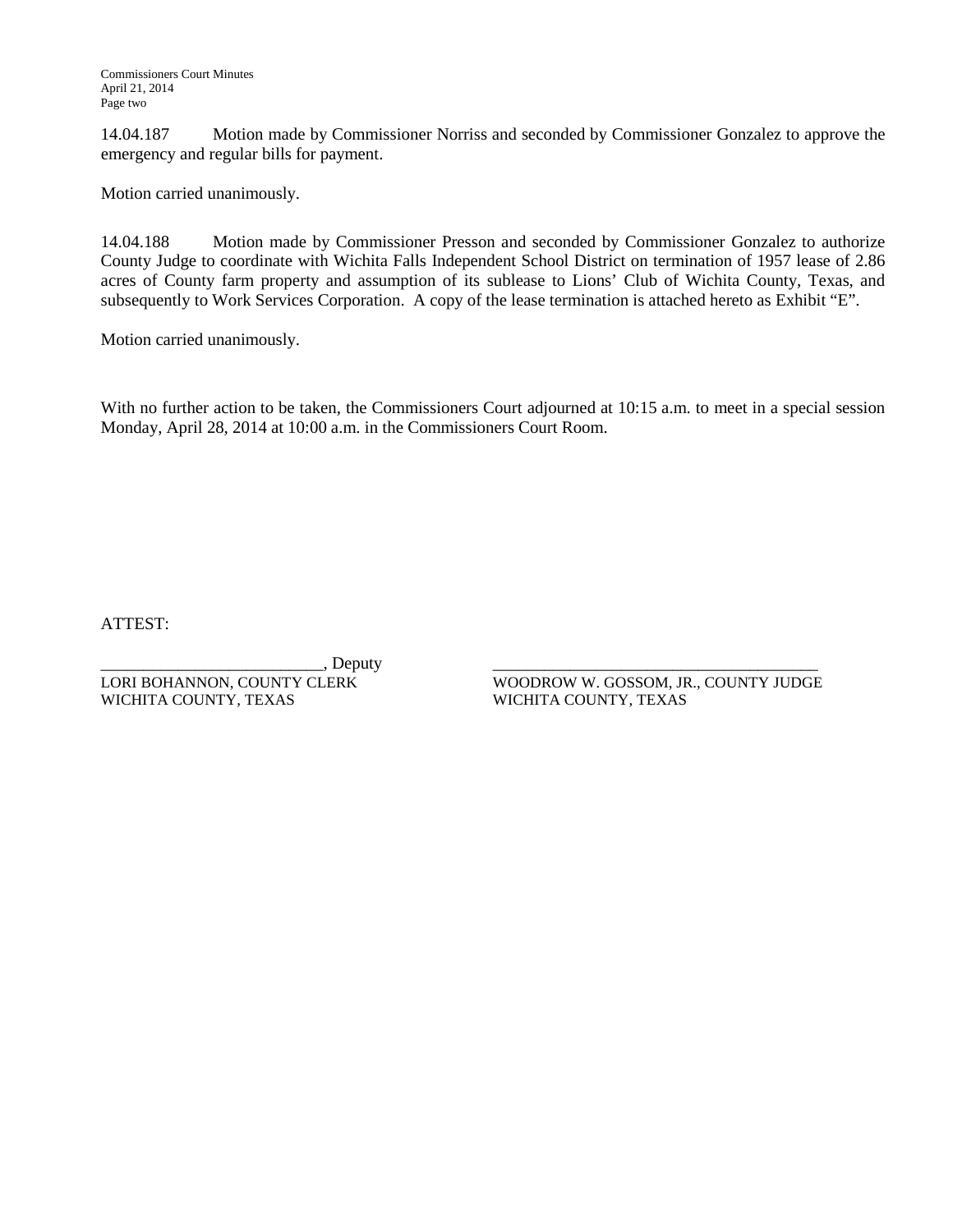14.04.187 Motion made by Commissioner Norriss and seconded by Commissioner Gonzalez to approve the emergency and regular bills for payment.

Motion carried unanimously.

14.04.188 Motion made by Commissioner Presson and seconded by Commissioner Gonzalez to authorize County Judge to coordinate with Wichita Falls Independent School District on termination of 1957 lease of 2.86 acres of County farm property and assumption of its sublease to Lions' Club of Wichita County, Texas, and subsequently to Work Services Corporation. A copy of the lease termination is attached hereto as Exhibit "E".

Motion carried unanimously.

With no further action to be taken, the Commissioners Court adjourned at 10:15 a.m. to meet in a special session Monday, April 28, 2014 at 10:00 a.m. in the Commissioners Court Room.

ATTEST:

___________________________, Deputy
LORI BOHANNON, COUNTY CLERK
WICHITA COUNTY, TEXAS

________________________________________
WOODROW W. GOSSOM, JR., COUNTY JUDGE
WICHITA COUNTY, TEXAS